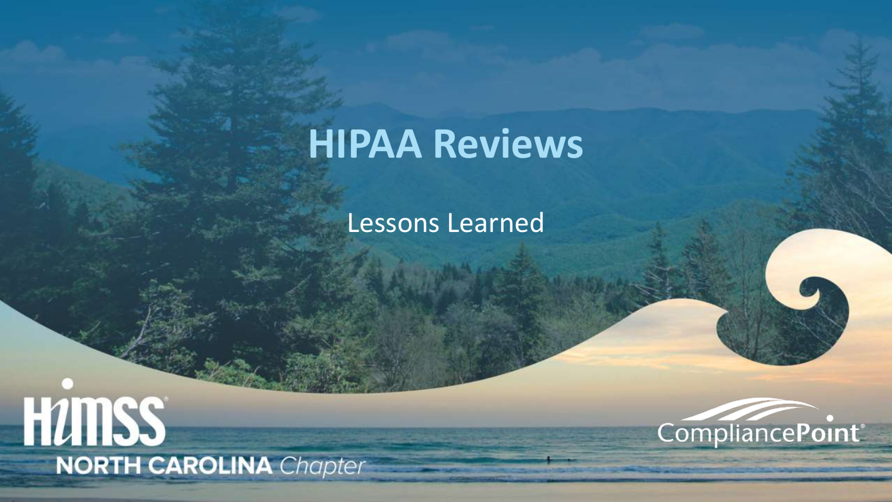# HIPAA Reviews

Lessons Learned

HIMSS NORTH CAROLINA *Chapter*

CompliancePoint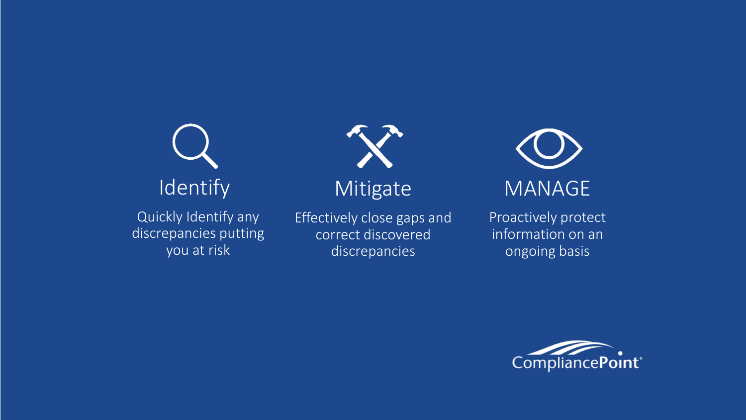## Identify

Quickly Identify any discrepancies putting you at risk

## Mitigate

Effectively close gaps and correct discovered discrepancies

## MANAGE

Proactively protect information on an ongoing basis

CompliancePoint®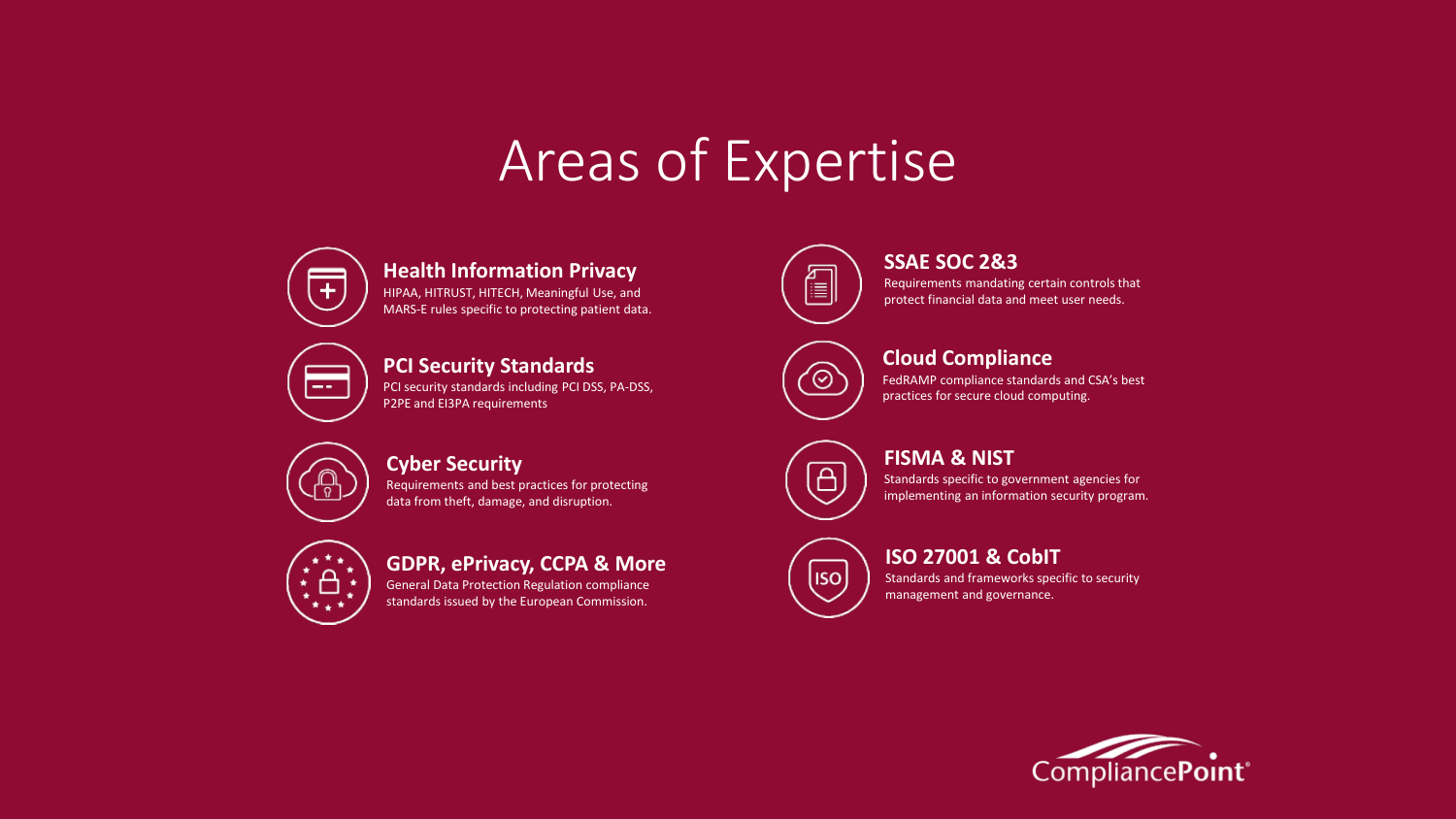# Areas of Expertise

### Health Information Privacy

HIPAA, HITRUST, HITECH, Meaningful Use, and MARS-E rules specific to protecting patient data.

### PCI Security Standards

PCI security standards including PCI DSS, PA-DSS, P2PE and EI3PA requirements

### Cyber Security

Requirements and best practices for protecting data from theft, damage, and disruption.

### GDPR, ePrivacy, CCPA & More

General Data Protection Regulation compliance standards issued by the European Commission.

### SSAE SOC 2&3

Requirements mandating certain controls that protect financial data and meet user needs.

### Cloud Compliance

FedRAMP compliance standards and CSA's best practices for secure cloud computing.

### FISMA & NIST

Standards specific to government agencies for implementing an information security program.

### ISO 27001 & CobIT

Standards and frameworks specific to security management and governance.

CompliancePoint®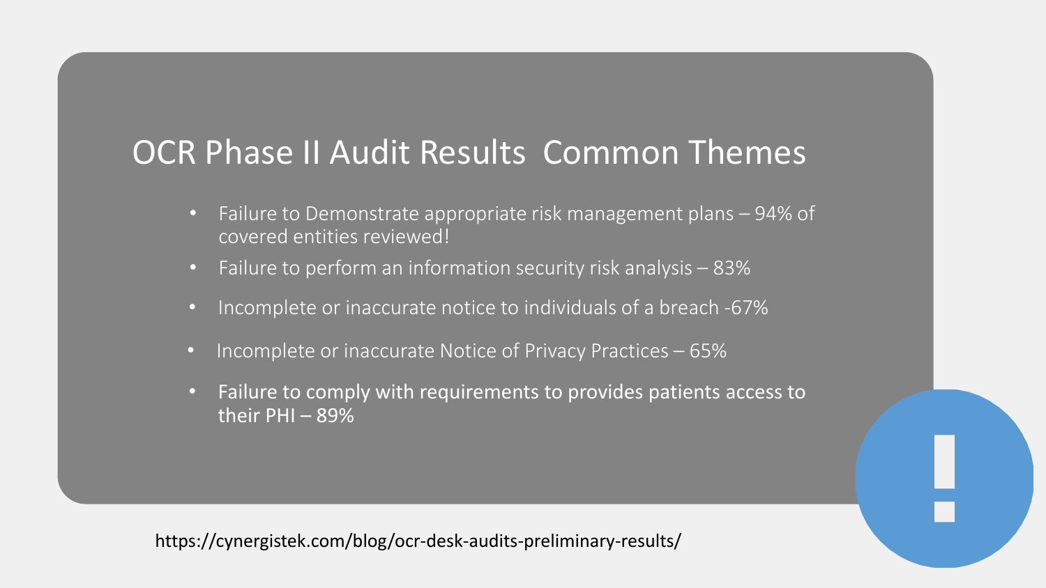# OCR Phase II Audit Results  Common Themes

- Failure to Demonstrate appropriate risk management plans – 94% of covered entities reviewed!
- Failure to perform an information security risk analysis – 83%
- Incomplete or inaccurate notice to individuals of a breach -67%
- Incomplete or inaccurate Notice of Privacy Practices – 65%
- Failure to comply with requirements to provides patients access to their PHI – 89%

https://cynergistek.com/blog/ocr-desk-audits-preliminary-results/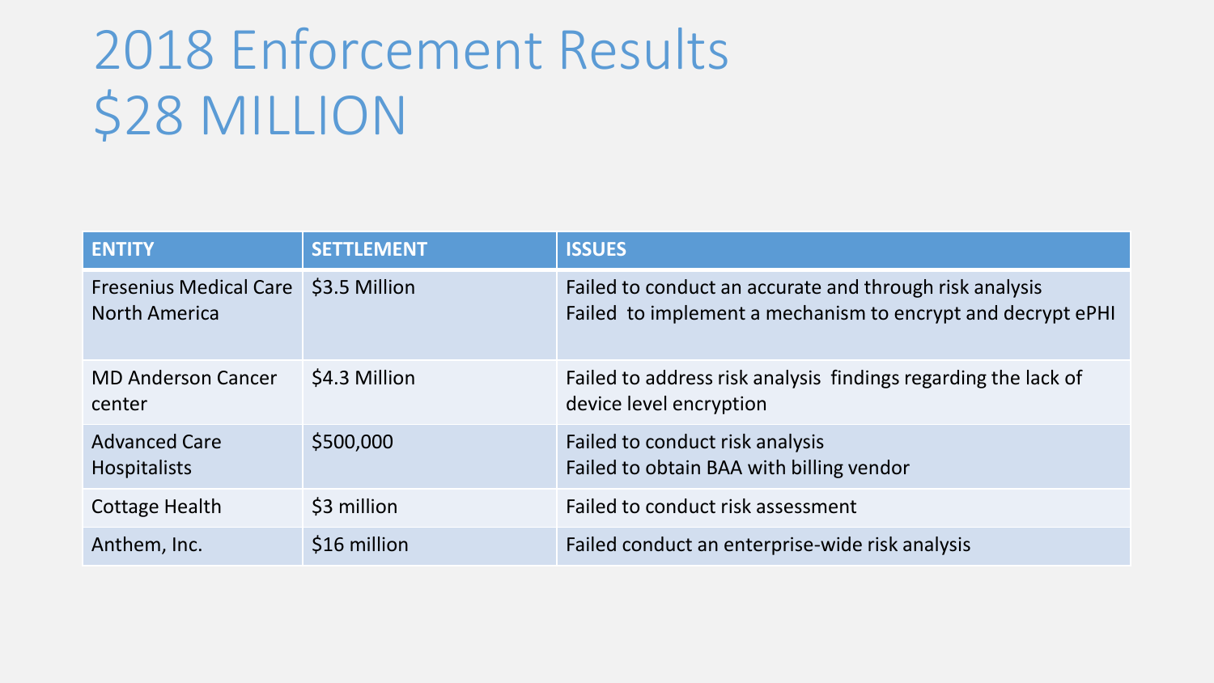# 2018 Enforcement Results
# $28 MILLION

| ENTITY | SETTLEMENT | ISSUES |
|---|---|---|
| Fresenius Medical Care North America | $3.5 Million | Failed to conduct an accurate and through risk analysis<br>Failed to implement a mechanism to encrypt and decrypt ePHI |
| MD Anderson Cancer center | $4.3 Million | Failed to address risk analysis findings regarding the lack of device level encryption |
| Advanced Care Hospitalists | $500,000 | Failed to conduct risk analysis<br>Failed to obtain BAA with billing vendor |
| Cottage Health | $3 million | Failed to conduct risk assessment |
| Anthem, Inc. | $16 million | Failed conduct an enterprise-wide risk analysis |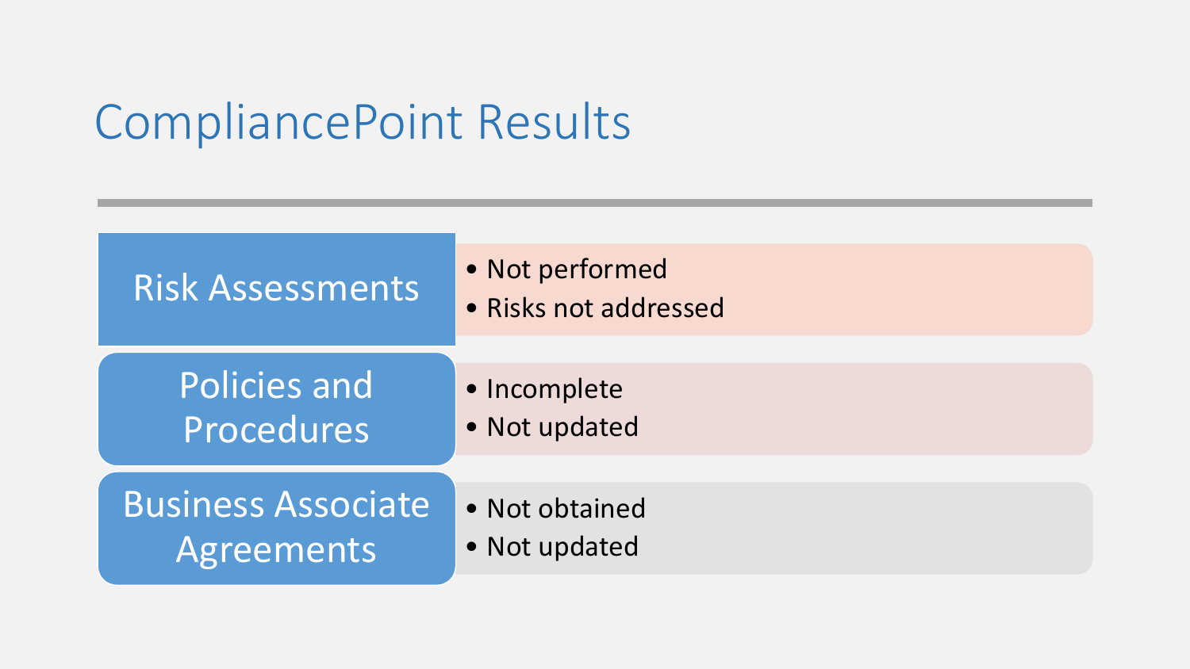# CompliancePoint Results

## Risk Assessments

- Not performed
- Risks not addressed

## Policies and Procedures

- Incomplete
- Not updated

## Business Associate Agreements

- Not obtained
- Not updated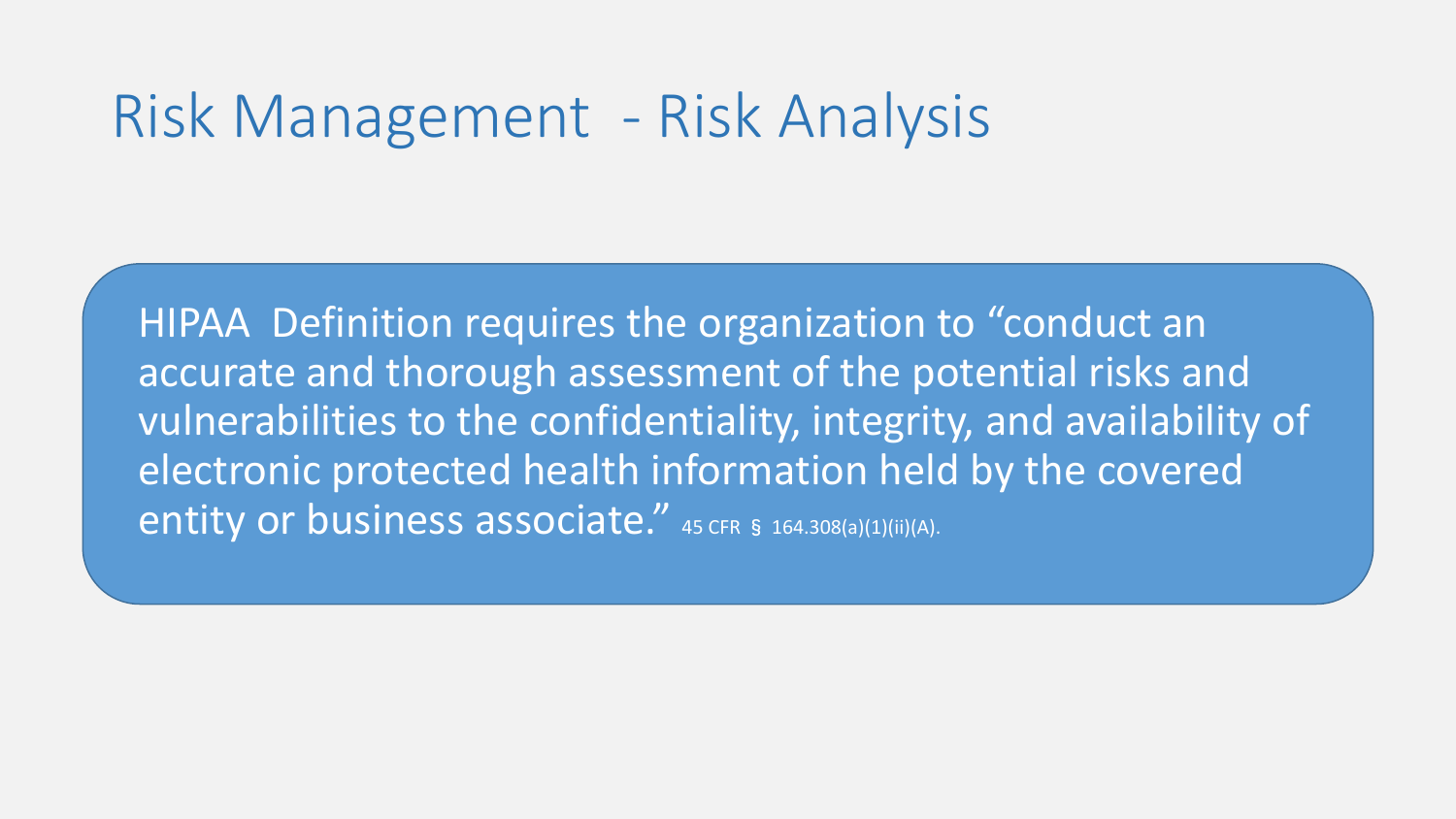# Risk Management - Risk Analysis

HIPAA Definition requires the organization to "conduct an accurate and thorough assessment of the potential risks and vulnerabilities to the confidentiality, integrity, and availability of electronic protected health information held by the covered entity or business associate." 45 CFR § 164.308(a)(1)(ii)(A).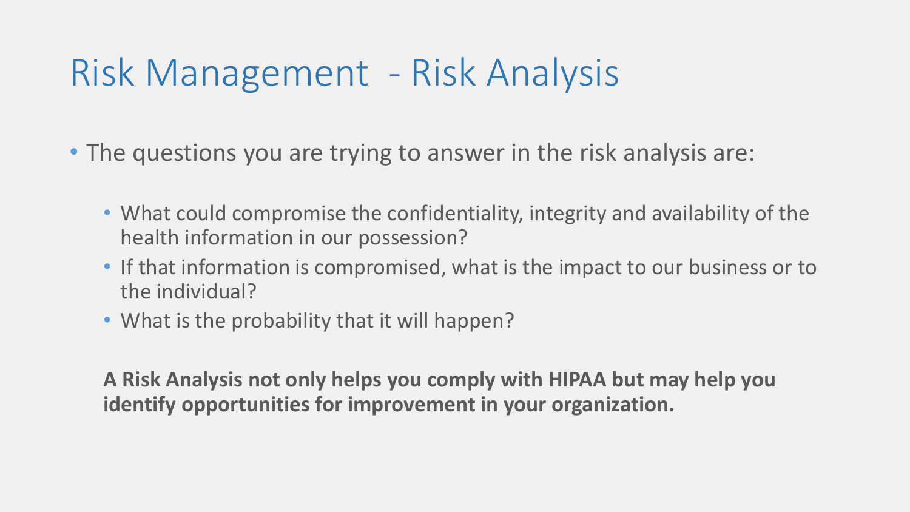# Risk Management - Risk Analysis

- The questions you are trying to answer in the risk analysis are:
  - What could compromise the confidentiality, integrity and availability of the health information in our possession?
  - If that information is compromised, what is the impact to our business or to the individual?
  - What is the probability that it will happen?

**A Risk Analysis not only helps you comply with HIPAA but may help you identify opportunities for improvement in your organization.**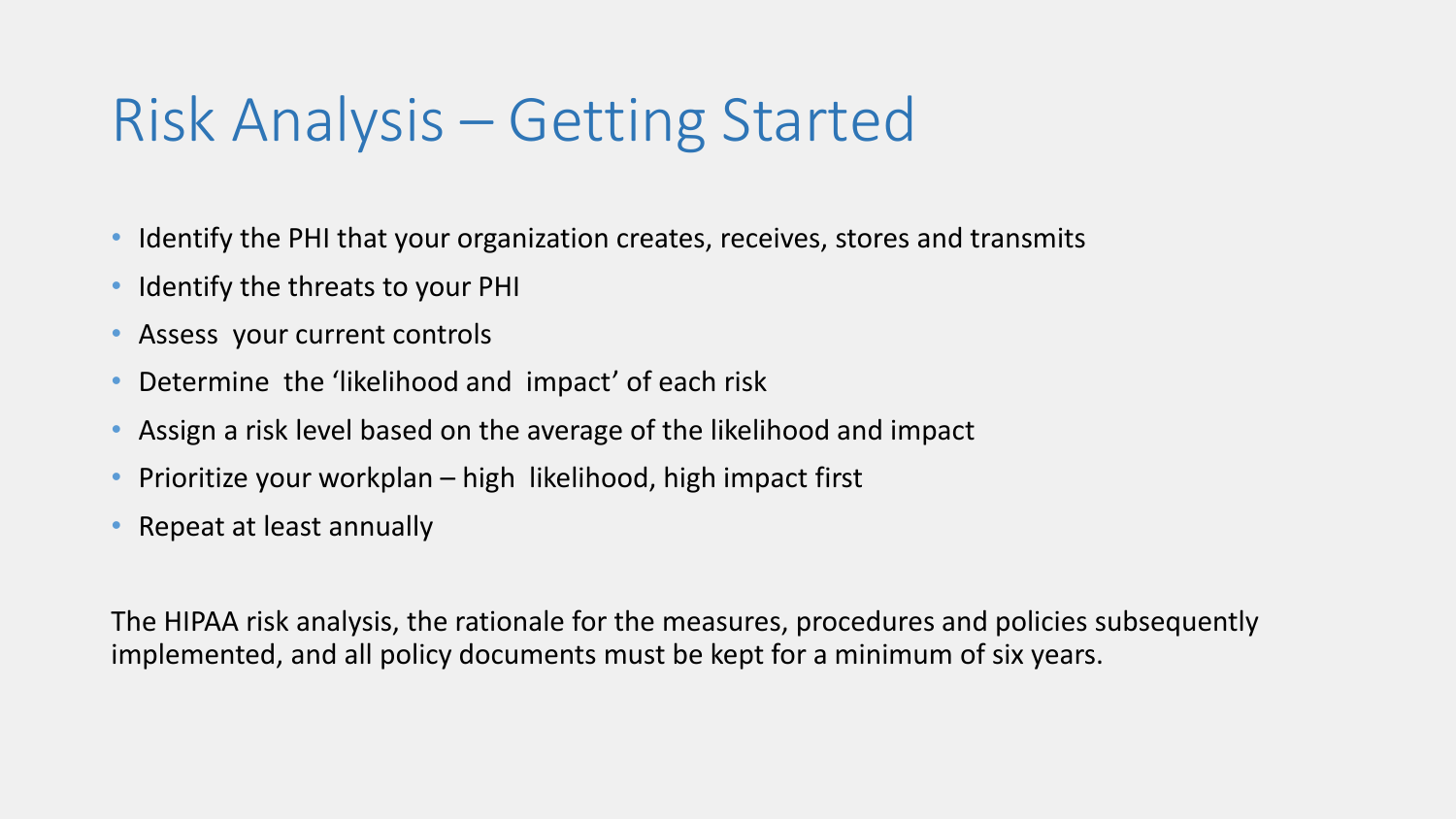# Risk Analysis – Getting Started

- Identify the PHI that your organization creates, receives, stores and transmits
- Identify the threats to your PHI
- Assess your current controls
- Determine the 'likelihood and impact' of each risk
- Assign a risk level based on the average of the likelihood and impact
- Prioritize your workplan – high likelihood, high impact first
- Repeat at least annually

The HIPAA risk analysis, the rationale for the measures, procedures and policies subsequently implemented, and all policy documents must be kept for a minimum of six years.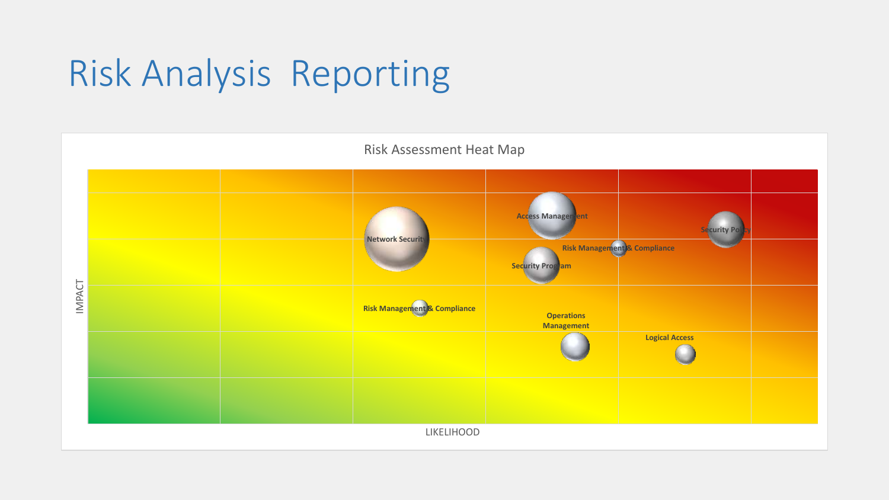# Risk Analysis Reporting

Risk Assessment Heat Map

IMPACT

LIKELIHOOD

Network Security

Access Management

Security Policy

Risk Management & Compliance

Security Program

Risk Management & Compliance

Operations Management

Logical Access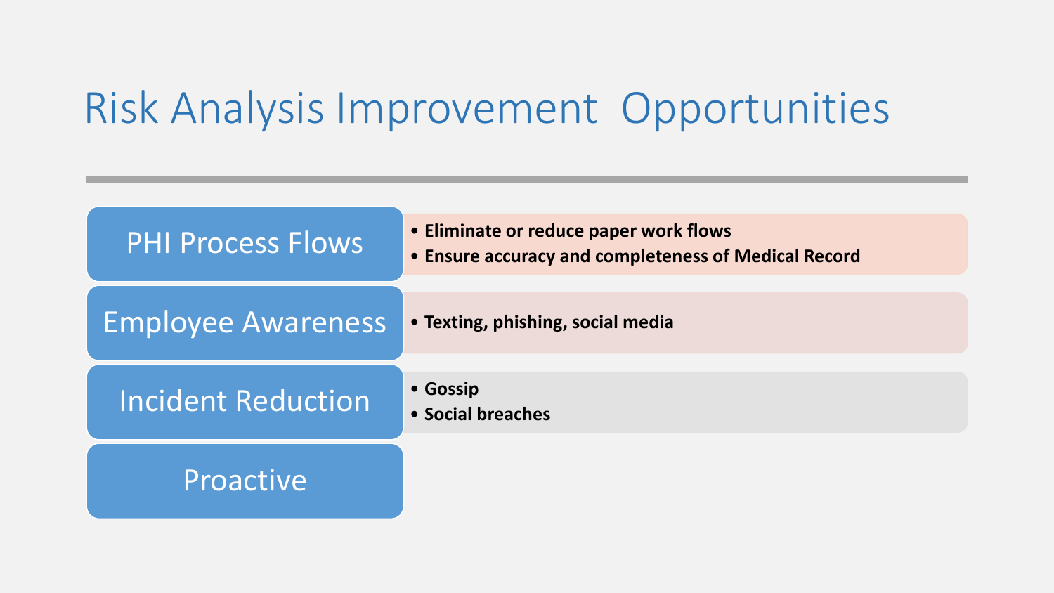# Risk Analysis Improvement Opportunities

## PHI Process Flows

- **Eliminate or reduce paper work flows**
- **Ensure accuracy and completeness of Medical Record**

## Employee Awareness

- **Texting, phishing, social media**

## Incident Reduction

- **Gossip**
- **Social breaches**

## Proactive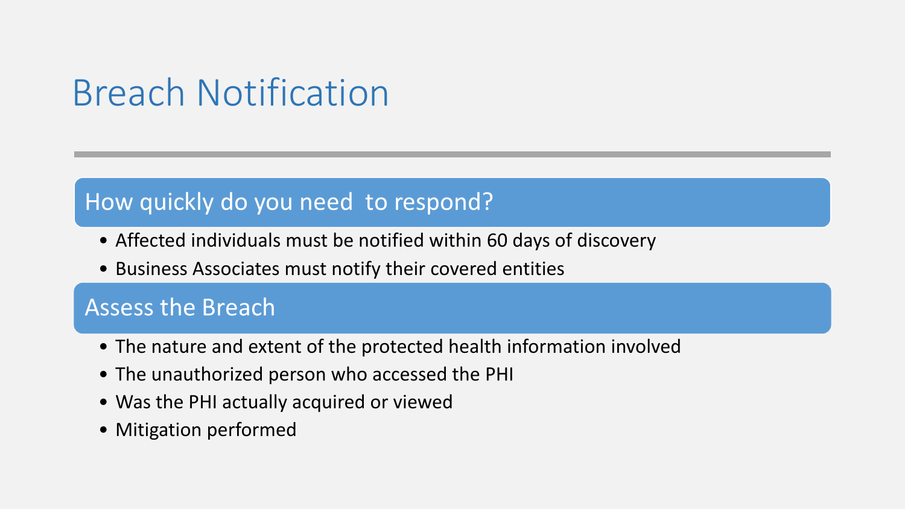# Breach Notification

## How quickly do you need to respond?

- Affected individuals must be notified within 60 days of discovery
- Business Associates must notify their covered entities

## Assess the Breach

- The nature and extent of the protected health information involved
- The unauthorized person who accessed the PHI
- Was the PHI actually acquired or viewed
- Mitigation performed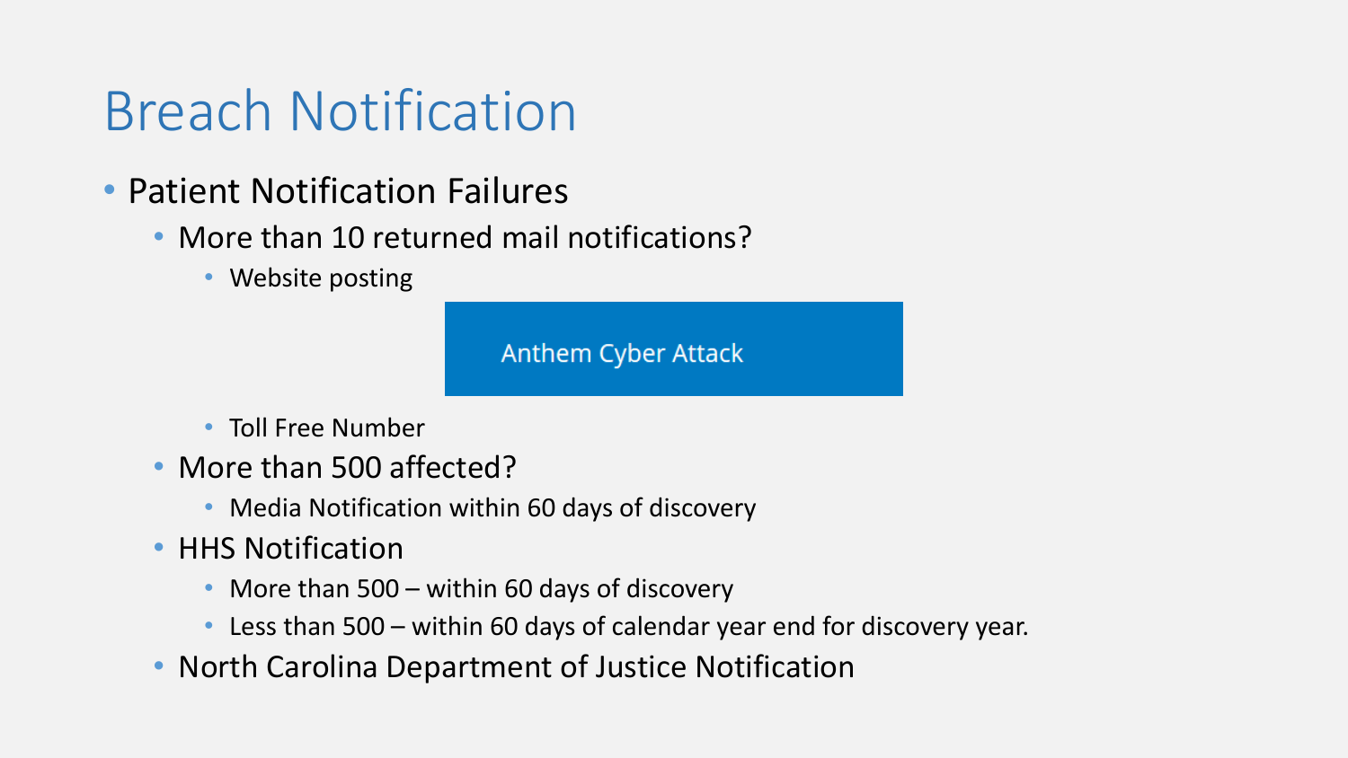# Breach Notification

- Patient Notification Failures
  - More than 10 returned mail notifications?
    - Website posting

      Anthem Cyber Attack

    - Toll Free Number
  - More than 500 affected?
    - Media Notification within 60 days of discovery
  - HHS Notification
    - More than 500 – within 60 days of discovery
    - Less than 500 – within 60 days of calendar year end for discovery year.
  - North Carolina Department of Justice Notification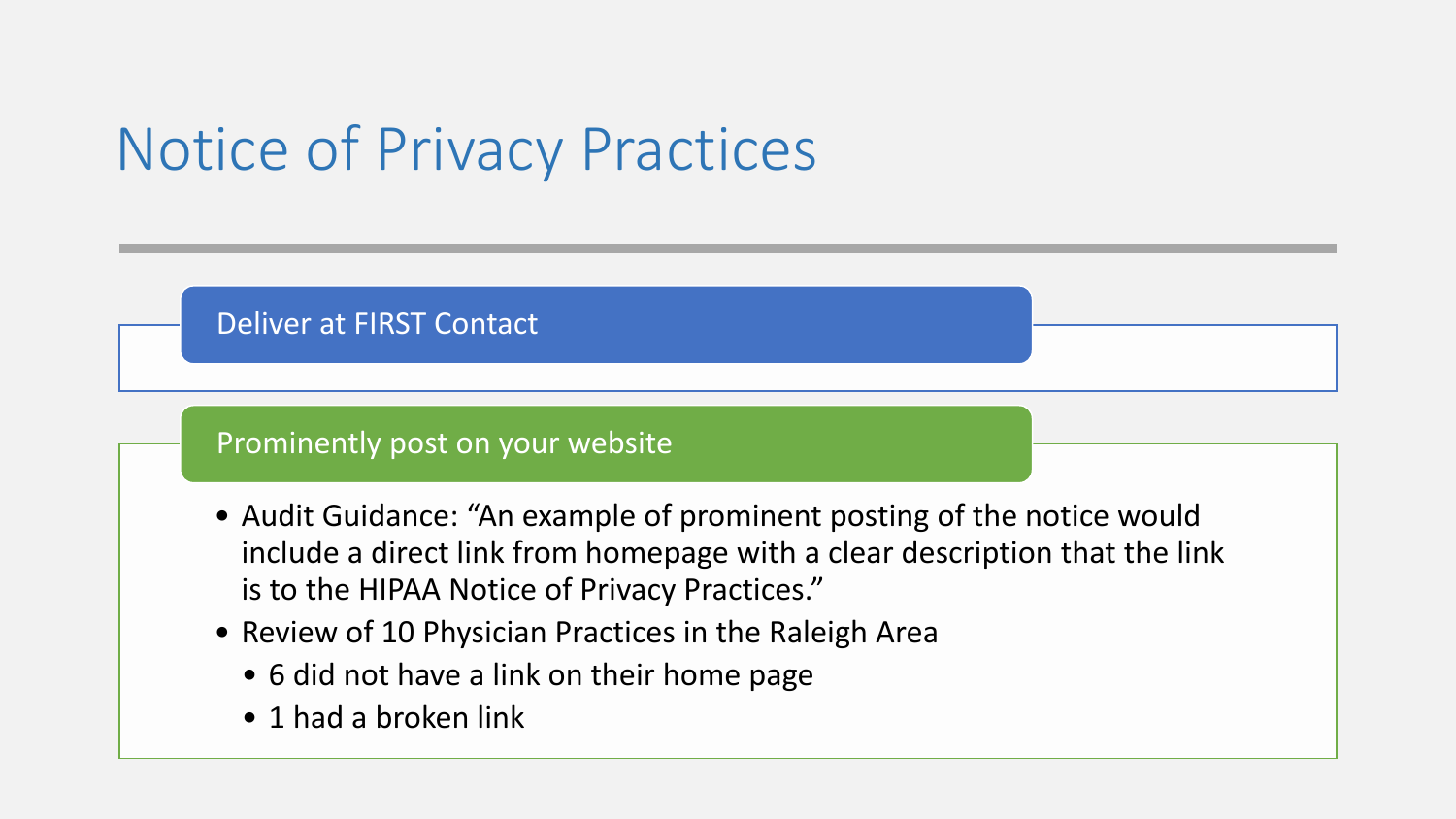# Notice of Privacy Practices

## Deliver at FIRST Contact

## Prominently post on your website

- Audit Guidance: "An example of prominent posting of the notice would include a direct link from homepage with a clear description that the link is to the HIPAA Notice of Privacy Practices."
- Review of 10 Physician Practices in the Raleigh Area
  - 6 did not have a link on their home page
  - 1 had a broken link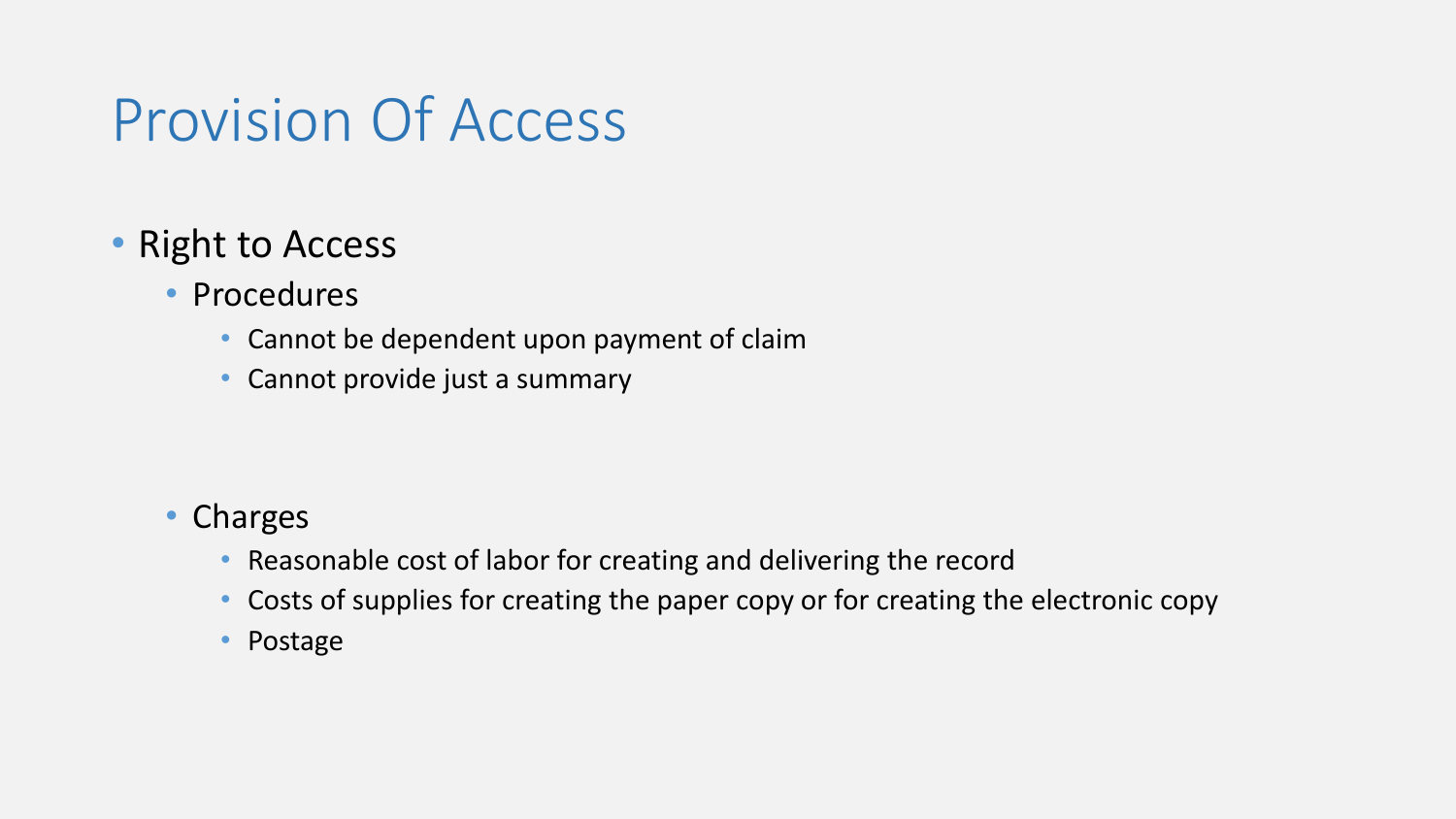# Provision Of Access

- Right to Access
  - Procedures
    - Cannot be dependent upon payment of claim
    - Cannot provide just a summary
  - Charges
    - Reasonable cost of labor for creating and delivering the record
    - Costs of supplies for creating the paper copy or for creating the electronic copy
    - Postage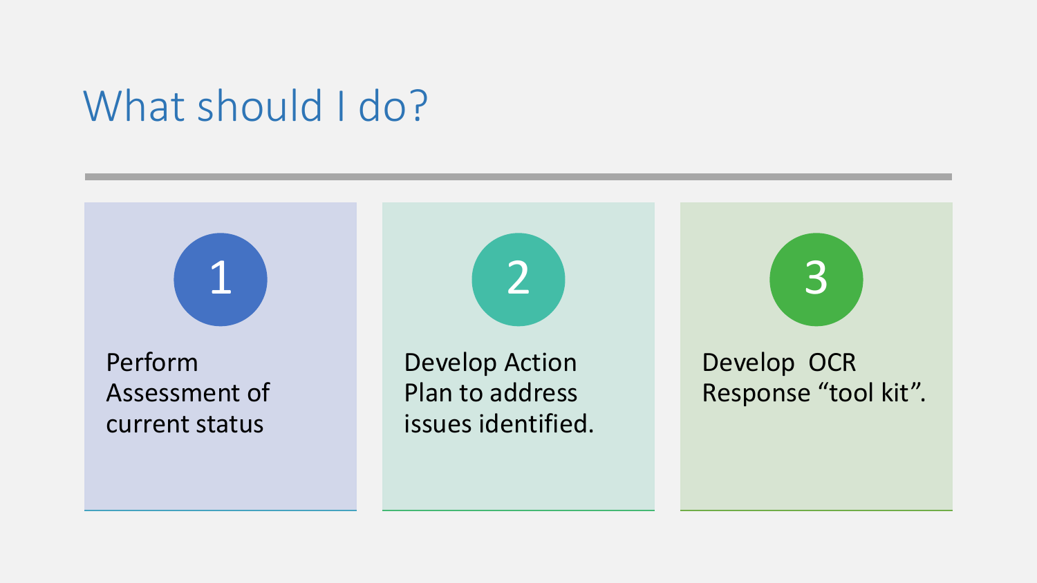# What should I do?

1. Perform Assessment of current status
2. Develop Action Plan to address issues identified.
3. Develop OCR Response “tool kit”.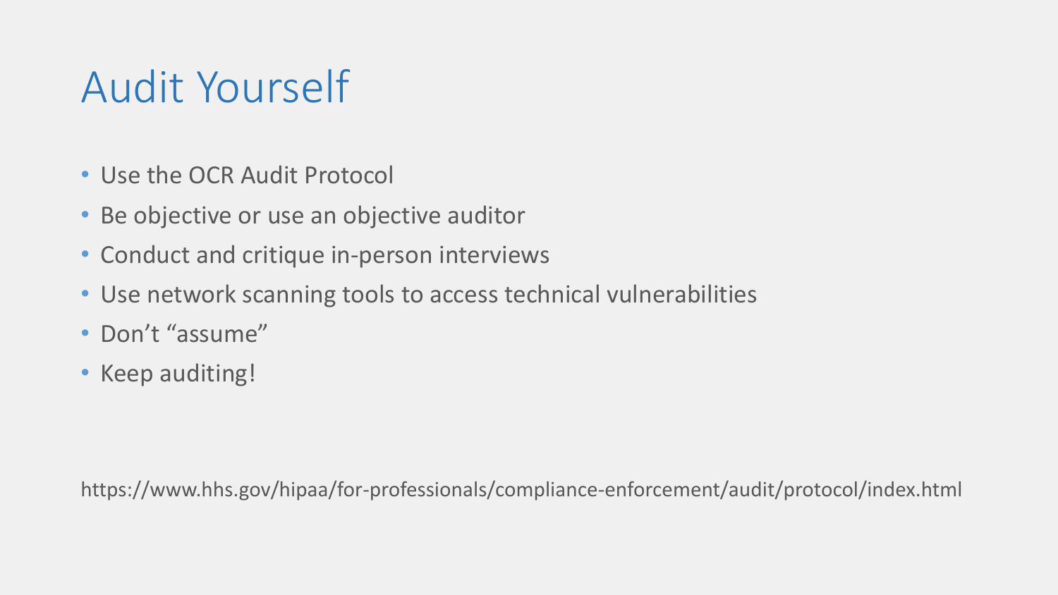# Audit Yourself

- Use the OCR Audit Protocol
- Be objective or use an objective auditor
- Conduct and critique in-person interviews
- Use network scanning tools to access technical vulnerabilities
- Don't "assume"
- Keep auditing!

https://www.hhs.gov/hipaa/for-professionals/compliance-enforcement/audit/protocol/index.html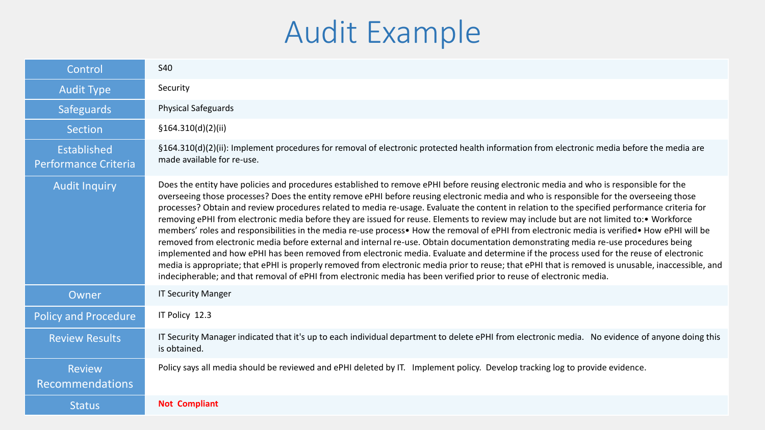# Audit Example

| Control | S40 |
|---|---|
| Audit Type | Security |
| Safeguards | Physical Safeguards |
| Section | §164.310(d)(2)(ii) |
| Established Performance Criteria | §164.310(d)(2)(ii): Implement procedures for removal of electronic protected health information from electronic media before the media are made available for re-use. |
| Audit Inquiry | Does the entity have policies and procedures established to remove ePHI before reusing electronic media and who is responsible for the overseeing those processes? Does the entity remove ePHI before reusing electronic media and who is responsible for the overseeing those processes? Obtain and review procedures related to media re-usage. Evaluate the content in relation to the specified performance criteria for removing ePHI from electronic media before they are issued for reuse. Elements to review may include but are not limited to:• Workforce members' roles and responsibilities in the media re-use process• How the removal of ePHI from electronic media is verified• How ePHI will be removed from electronic media before external and internal re-use. Obtain documentation demonstrating media re-use procedures being implemented and how ePHI has been removed from electronic media. Evaluate and determine if the process used for the reuse of electronic media is appropriate; that ePHI is properly removed from electronic media prior to reuse; that ePHI that is removed is unusable, inaccessible, and indecipherable; and that removal of ePHI from electronic media has been verified prior to reuse of electronic media. |
| Owner | IT Security Manger |
| Policy and Procedure | IT Policy 12.3 |
| Review Results | IT Security Manager indicated that it's up to each individual department to delete ePHI from electronic media. No evidence of anyone doing this is obtained. |
| Review Recommendations | Policy says all media should be reviewed and ePHI deleted by IT. Implement policy. Develop tracking log to provide evidence. |
| Status | **Not Compliant** |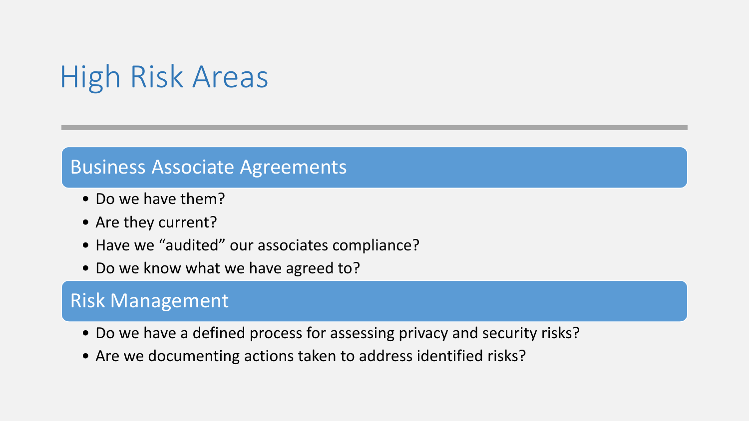# High Risk Areas

## Business Associate Agreements

- Do we have them?
- Are they current?
- Have we “audited” our associates compliance?
- Do we know what we have agreed to?

## Risk Management

- Do we have a defined process for assessing privacy and security risks?
- Are we documenting actions taken to address identified risks?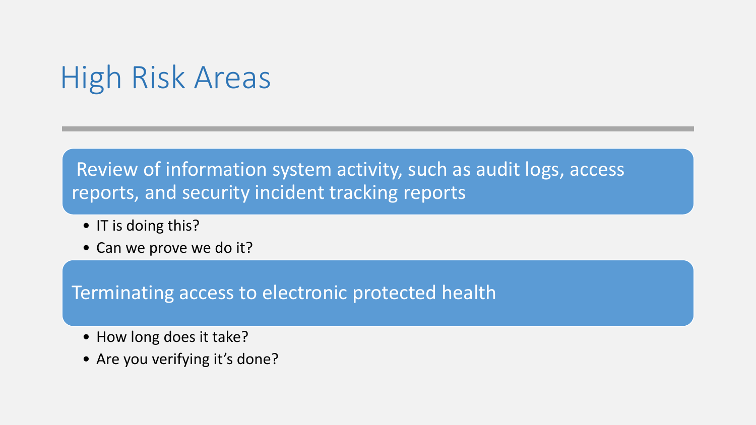# High Risk Areas

**Review of information system activity, such as audit logs, access reports, and security incident tracking reports**

- IT is doing this?
- Can we prove we do it?

**Terminating access to electronic protected health**

- How long does it take?
- Are you verifying it's done?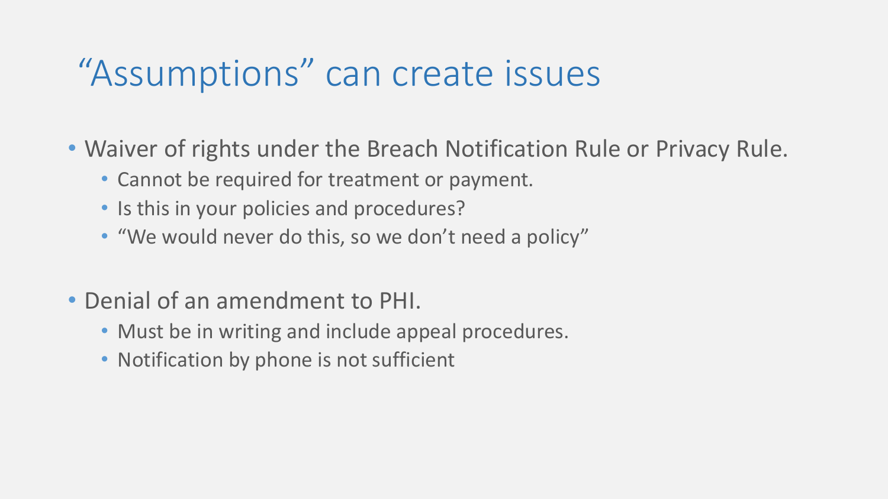# “Assumptions” can create issues

- Waiver of rights under the Breach Notification Rule or Privacy Rule.
  - Cannot be required for treatment or payment.
  - Is this in your policies and procedures?
  - “We would never do this, so we don’t need a policy”

- Denial of an amendment to PHI.
  - Must be in writing and include appeal procedures.
  - Notification by phone is not sufficient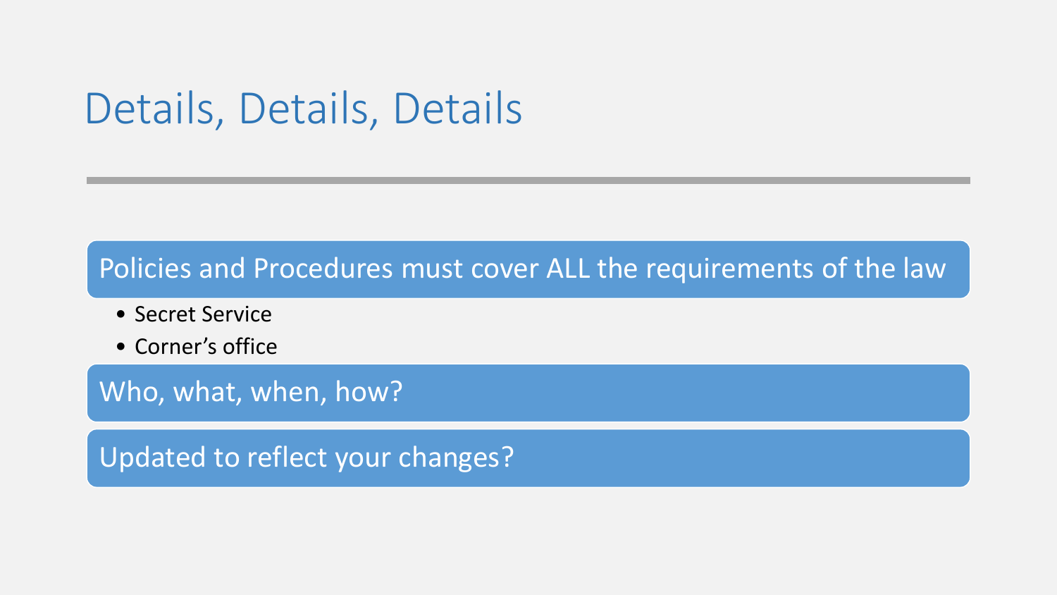# Details, Details, Details

Policies and Procedures must cover ALL the requirements of the law

- Secret Service
- Corner's office

Who, what, when, how?

Updated to reflect your changes?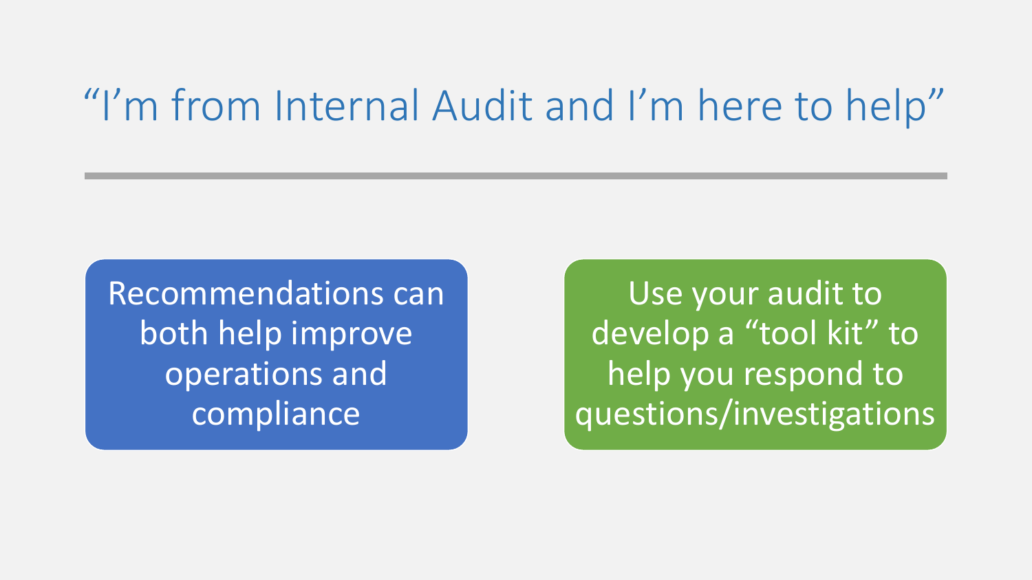# “I’m from Internal Audit and I’m here to help”

Recommendations can both help improve operations and compliance

Use your audit to develop a “tool kit” to help you respond to questions/investigations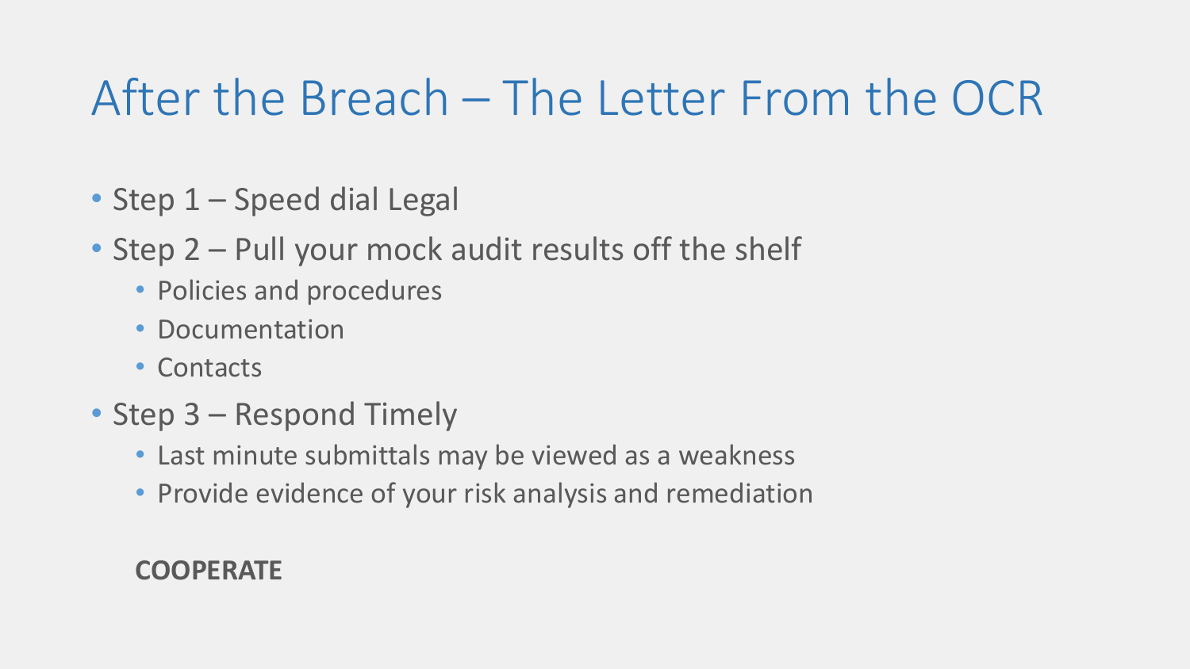# After the Breach – The Letter From the OCR

- Step 1 – Speed dial Legal
- Step 2 – Pull your mock audit results off the shelf
  - Policies and procedures
  - Documentation
  - Contacts
- Step 3 – Respond Timely
  - Last minute submittals may be viewed as a weakness
  - Provide evidence of your risk analysis and remediation

**COOPERATE**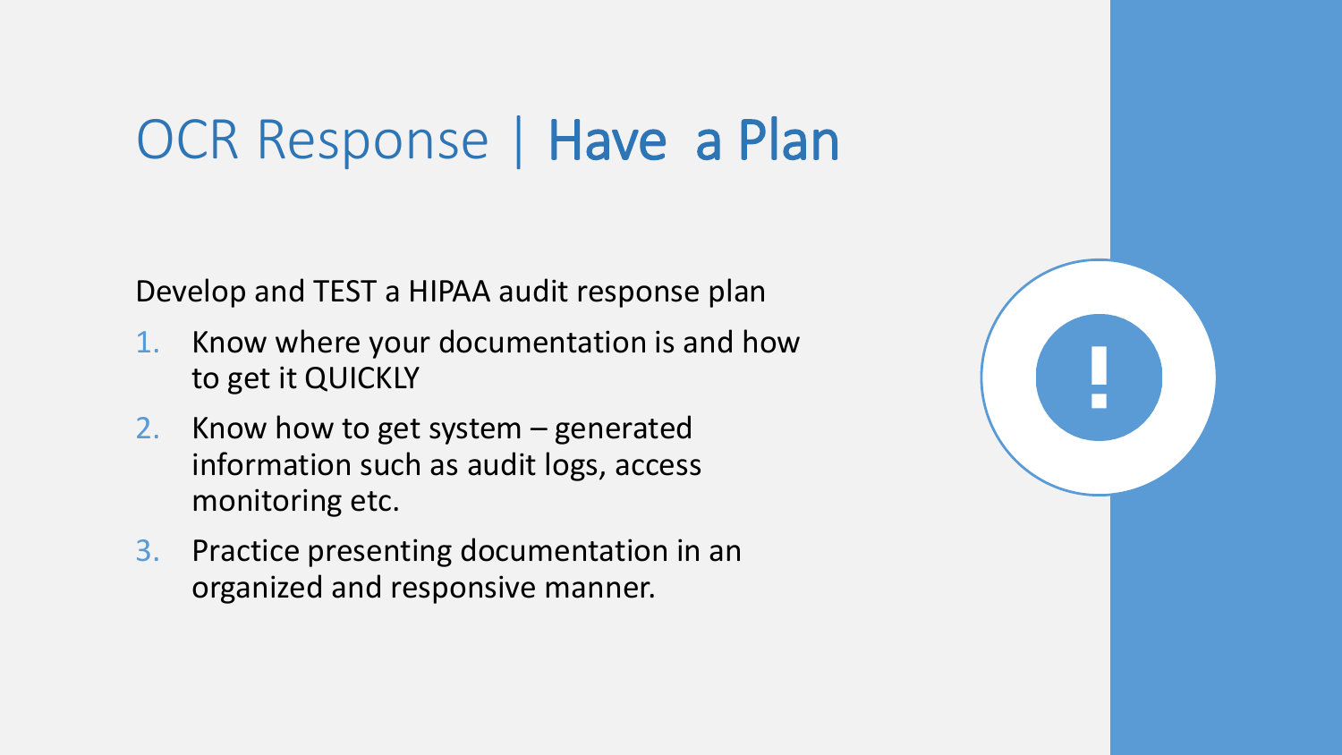# OCR Response | **Have a Plan**

Develop and TEST a HIPAA audit response plan

1. Know where your documentation is and how to get it QUICKLY
2. Know how to get system – generated information such as audit logs, access monitoring etc.
3. Practice presenting documentation in an organized and responsive manner.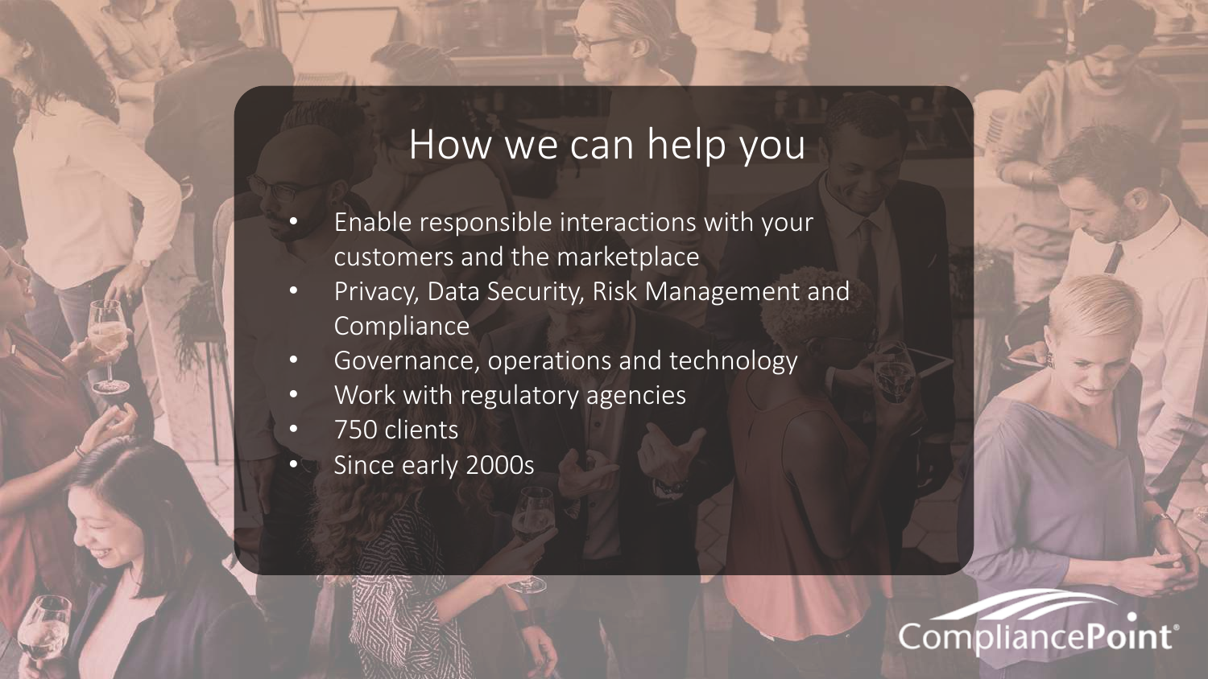# How we can help you

- Enable responsible interactions with your customers and the marketplace
- Privacy, Data Security, Risk Management and Compliance
- Governance, operations and technology
- Work with regulatory agencies
- 750 clients
- Since early 2000s

CompliancePoint®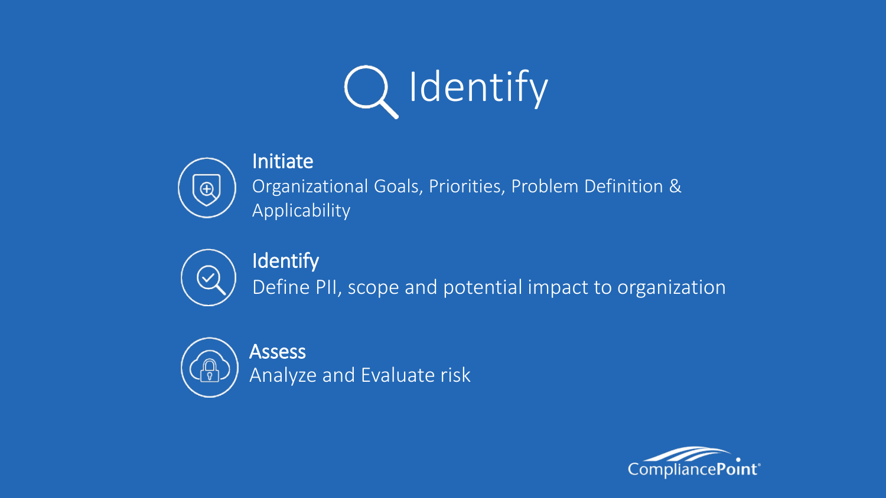# Identify

**Initiate**
Organizational Goals, Priorities, Problem Definition & Applicability

**Identify**
Define PII, scope and potential impact to organization

**Assess**
Analyze and Evaluate risk

CompliancePoint®